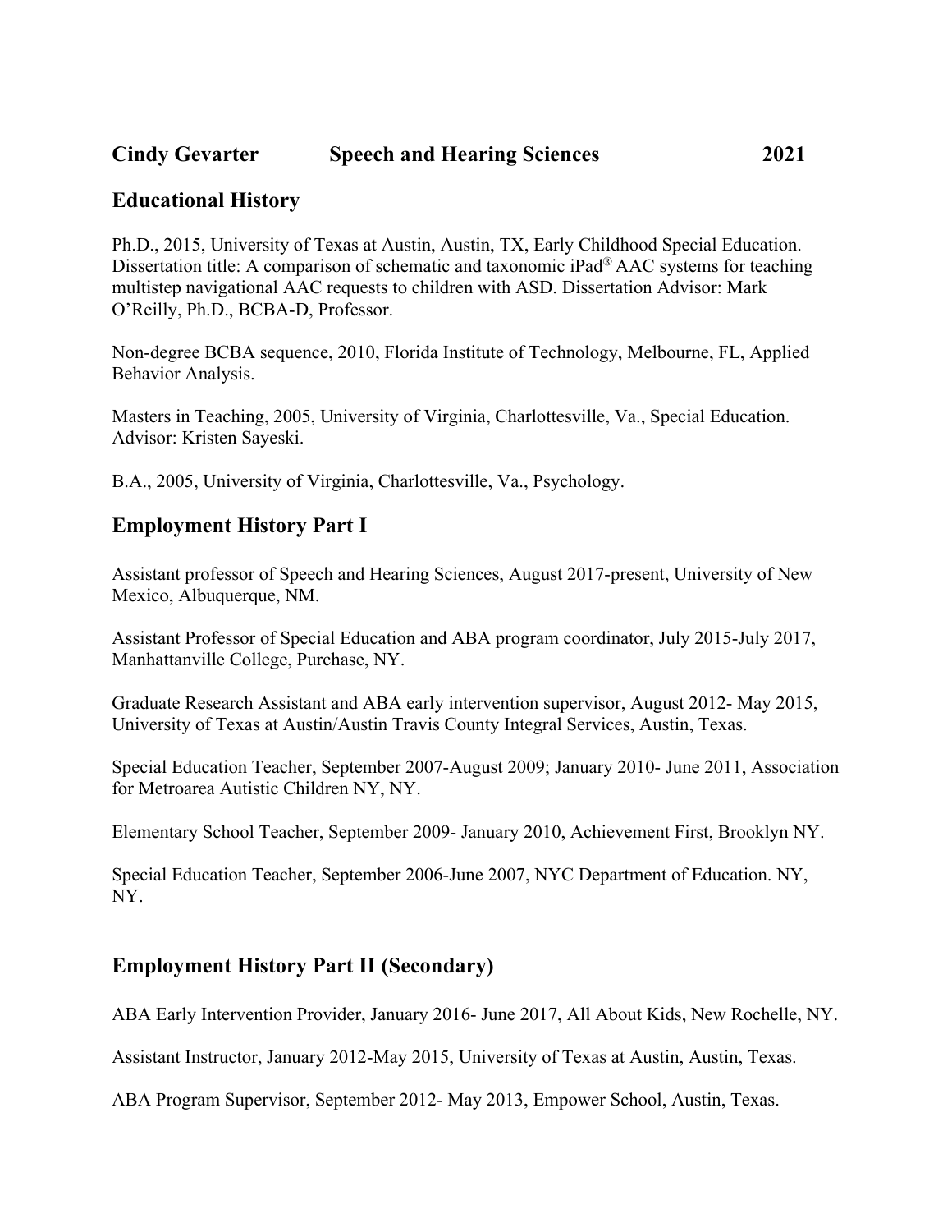**Cindy Gevarter Speech and Hearing Sciences 2021**

## Educational History

Ph.D., 2015, University of Texas at Austin, Austin, TX, Early Childhood Special Education. Dissertation title: A comparison of schematic and taxonomic iPad® AAC systems for teaching multistep navigational AAC requests to children with ASD. Dissertation Advisor: Mark O'Reilly, Ph.D., BCBA-D, Professor.

Non-degree BCBA sequence, 2010, Florida Institute of Technology, Melbourne, FL, Applied Behavior Analysis.

Masters in Teaching, 2005, University of Virginia, Charlottesville, Va., Special Education. Advisor: Kristen Sayeski.

B.A., 2005, University of Virginia, Charlottesville, Va., Psychology.

## Employment History Part I

Assistant professor of Speech and Hearing Sciences, August 2017-present, University of New Mexico, Albuquerque, NM.

Assistant Professor of Special Education and ABA program coordinator, July 2015-July 2017, Manhattanville College, Purchase, NY.

Graduate Research Assistant and ABA early intervention supervisor, August 2012- May 2015, University of Texas at Austin/Austin Travis County Integral Services, Austin, Texas.

Special Education Teacher, September 2007-August 2009; January 2010- June 2011, Association for Metroarea Autistic Children NY, NY.

Elementary School Teacher, September 2009- January 2010, Achievement First, Brooklyn NY.

Special Education Teacher, September 2006-June 2007, NYC Department of Education. NY, NY.

## Employment History Part II (Secondary)

ABA Early Intervention Provider, January 2016- June 2017, All About Kids, New Rochelle, NY.

Assistant Instructor, January 2012-May 2015, University of Texas at Austin, Austin, Texas.

ABA Program Supervisor, September 2012- May 2013, Empower School, Austin, Texas.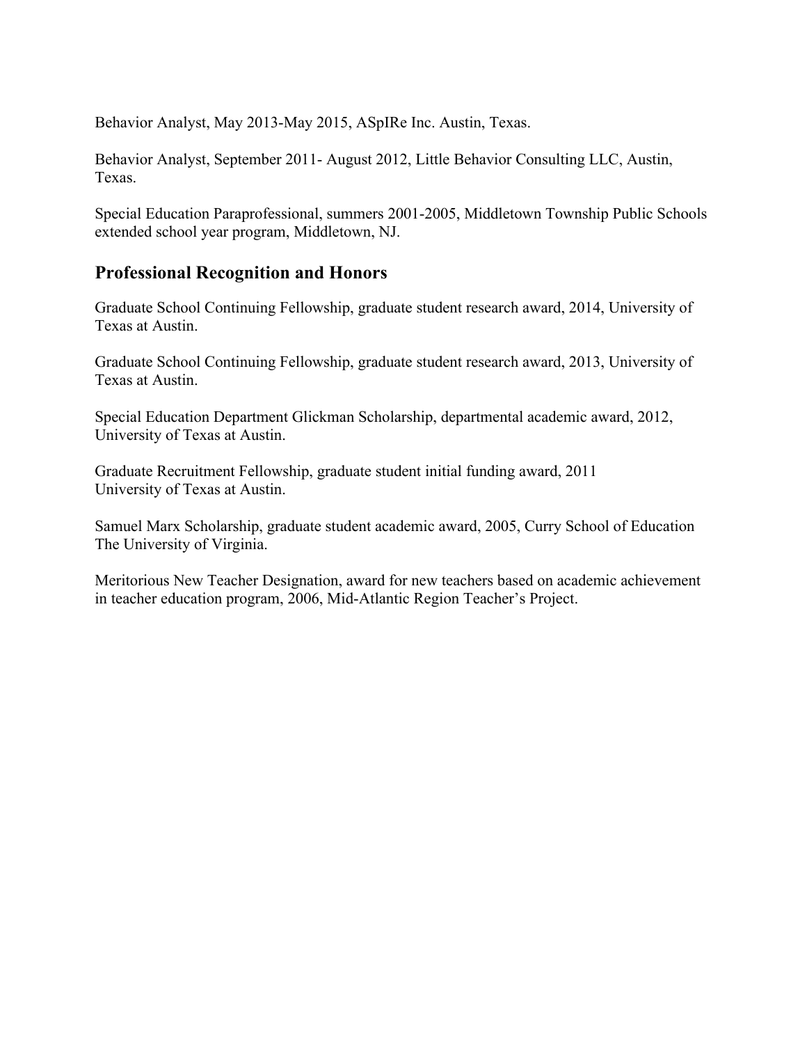Behavior Analyst, May 2013-May 2015, ASpIRe Inc. Austin, Texas.

Behavior Analyst, September 2011- August 2012, Little Behavior Consulting LLC, Austin, Texas.

Special Education Paraprofessional, summers 2001-2005, Middletown Township Public Schools extended school year program, Middletown, NJ.

## Professional Recognition and Honors

Graduate School Continuing Fellowship, graduate student research award, 2014, University of Texas at Austin.

Graduate School Continuing Fellowship, graduate student research award, 2013, University of Texas at Austin.

Special Education Department Glickman Scholarship, departmental academic award, 2012, University of Texas at Austin.

Graduate Recruitment Fellowship, graduate student initial funding award, 2011 University of Texas at Austin.

Samuel Marx Scholarship, graduate student academic award, 2005, Curry School of Education The University of Virginia.

Meritorious New Teacher Designation, award for new teachers based on academic achievement in teacher education program, 2006, Mid-Atlantic Region Teacher's Project.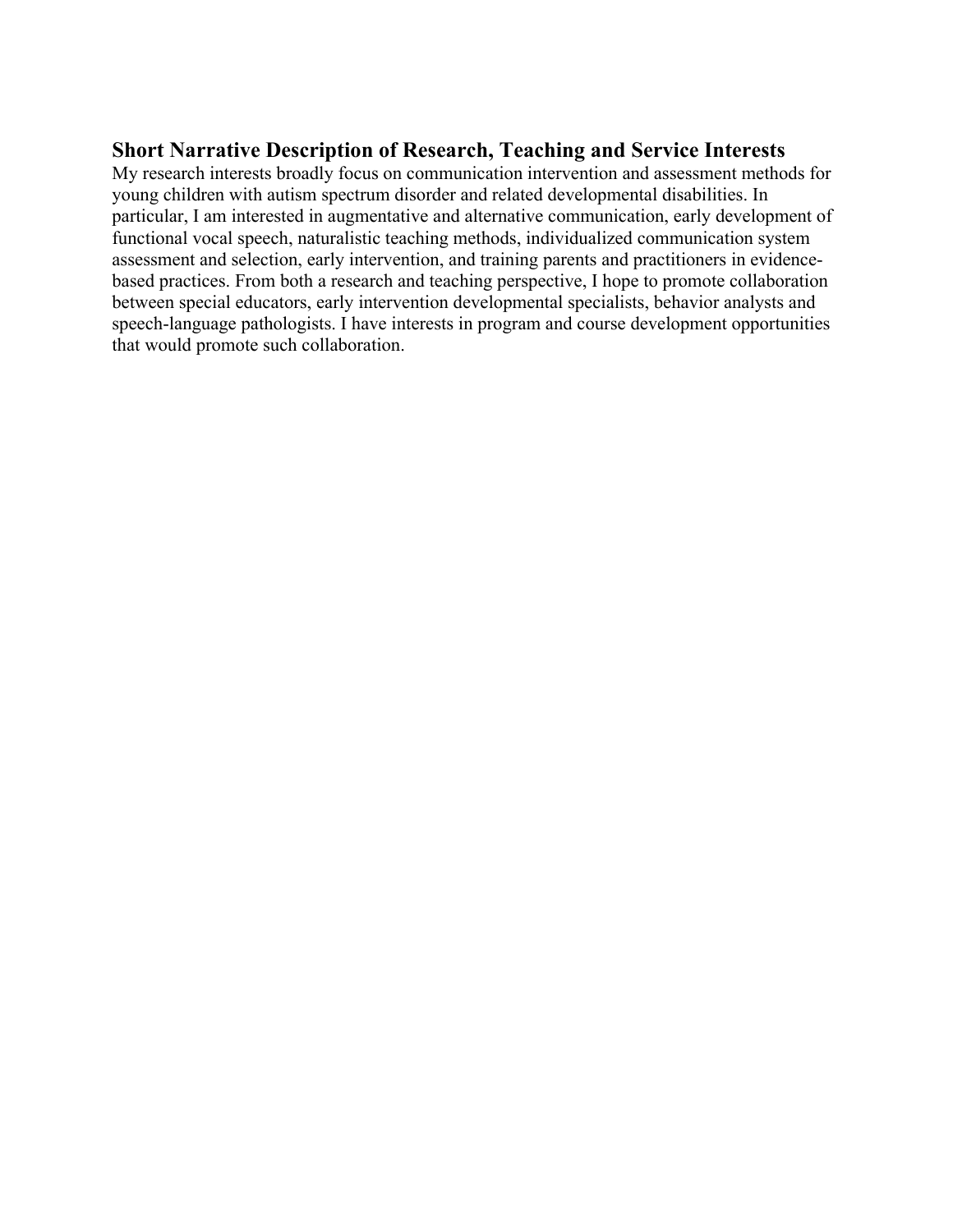## Short Narrative Description of Research, Teaching and Service Interests

My research interests broadly focus on communication intervention and assessment methods for young children with autism spectrum disorder and related developmental disabilities. In particular, I am interested in augmentative and alternative communication, early development of functional vocal speech, naturalistic teaching methods, individualized communication system assessment and selection, early intervention, and training parents and practitioners in evidence-based practices. From both a research and teaching perspective, I hope to promote collaboration between special educators, early intervention developmental specialists, behavior analysts and speech-language pathologists. I have interests in program and course development opportunities that would promote such collaboration.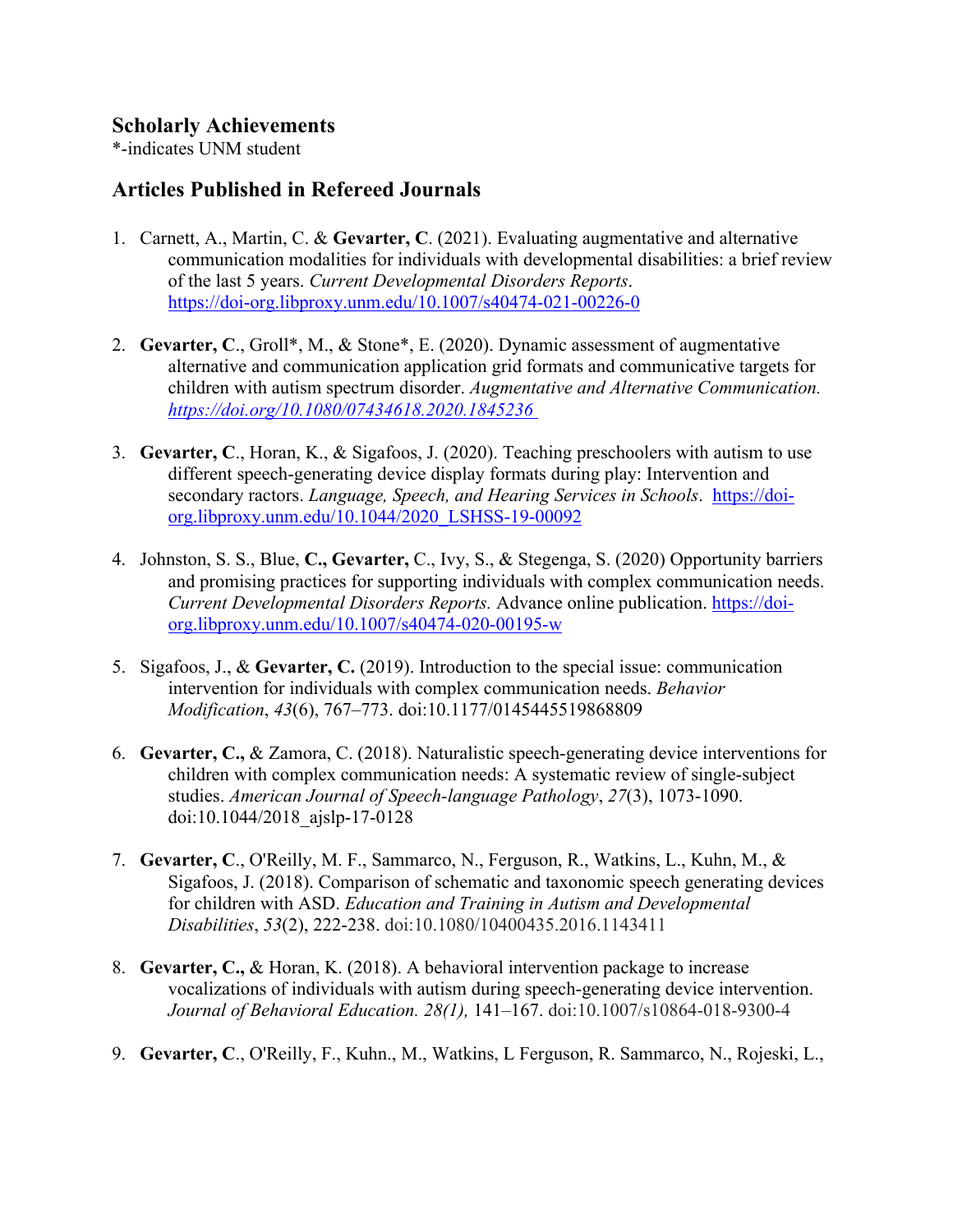## Scholarly Achievements

*-indicates UNM student

## Articles Published in Refereed Journals

1. Carnett, A., Martin, C. & **Gevarter, C**. (2021). Evaluating augmentative and alternative communication modalities for individuals with developmental disabilities: a brief review of the last 5 years. *Current Developmental Disorders Reports*. https://doi-org.libproxy.unm.edu/10.1007/s40474-021-00226-0

2. **Gevarter, C**., Groll*, M., & Stone*, E. (2020). Dynamic assessment of augmentative alternative and communication application grid formats and communicative targets for children with autism spectrum disorder. *Augmentative and Alternative Communication. https://doi.org/10.1080/07434618.2020.1845236*

3. **Gevarter, C**., Horan, K., & Sigafoos, J. (2020). Teaching preschoolers with autism to use different speech-generating device display formats during play: Intervention and secondary ractors. *Language, Speech, and Hearing Services in Schools*. https://doi-org.libproxy.unm.edu/10.1044/2020_LSHSS-19-00092

4. Johnston, S. S., Blue, **C., Gevarter,** C., Ivy, S., & Stegenga, S. (2020) Opportunity barriers and promising practices for supporting individuals with complex communication needs. *Current Developmental Disorders Reports.* Advance online publication. https://doi-org.libproxy.unm.edu/10.1007/s40474-020-00195-w

5. Sigafoos, J., & **Gevarter, C.** (2019). Introduction to the special issue: communication intervention for individuals with complex communication needs. *Behavior Modification*, *43*(6), 767–773. doi:10.1177/0145445519868809

6. **Gevarter, C.,** & Zamora, C. (2018). Naturalistic speech-generating device interventions for children with complex communication needs: A systematic review of single-subject studies. *American Journal of Speech-language Pathology*, *27*(3), 1073-1090. doi:10.1044/2018_ajslp-17-0128

7. **Gevarter, C**., O'Reilly, M. F., Sammarco, N., Ferguson, R., Watkins, L., Kuhn, M., & Sigafoos, J. (2018). Comparison of schematic and taxonomic speech generating devices for children with ASD. *Education and Training in Autism and Developmental Disabilities*, *53*(2), 222-238. doi:10.1080/10400435.2016.1143411

8. **Gevarter, C.,** & Horan, K. (2018). A behavioral intervention package to increase vocalizations of individuals with autism during speech-generating device intervention. *Journal of Behavioral Education. 28(1),* 141–167. doi:10.1007/s10864-018-9300-4

9. **Gevarter, C**., O'Reilly, F., Kuhn., M., Watkins, L Ferguson, R. Sammarco, N., Rojeski, L.,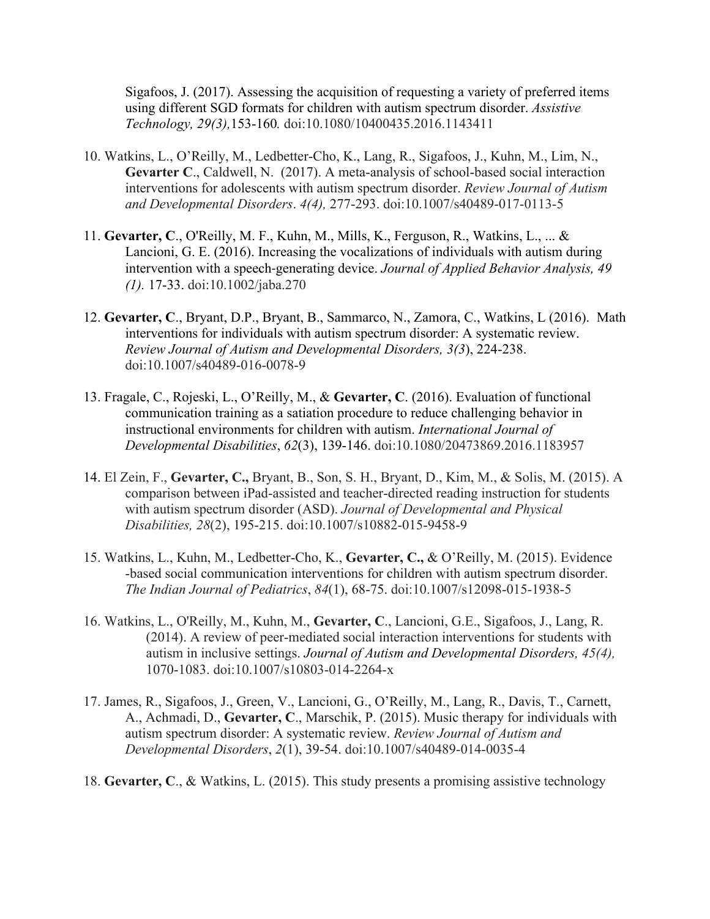Sigafoos, J. (2017). Assessing the acquisition of requesting a variety of preferred items using different SGD formats for children with autism spectrum disorder. *Assistive Technology, 29(3),*153-160*.* doi:10.1080/10400435.2016.1143411

10. Watkins, L., O'Reilly, M., Ledbetter-Cho, K., Lang, R., Sigafoos, J., Kuhn, M., Lim, N., **Gevarter C**., Caldwell, N. (2017). A meta-analysis of school-based social interaction interventions for adolescents with autism spectrum disorder. *Review Journal of Autism and Developmental Disorders*. *4(4),* 277-293. doi:10.1007/s40489-017-0113-5

11. **Gevarter, C**., O'Reilly, M. F., Kuhn, M., Mills, K., Ferguson, R., Watkins, L., ... & Lancioni, G. E. (2016). Increasing the vocalizations of individuals with autism during intervention with a speech-generating device. *Journal of Applied Behavior Analysis, 49 (1).* 17-33. doi:10.1002/jaba.270

12. **Gevarter, C**., Bryant, D.P., Bryant, B., Sammarco, N., Zamora, C., Watkins, L (2016). Math interventions for individuals with autism spectrum disorder: A systematic review. *Review Journal of Autism and Developmental Disorders, 3(3*), 224-238. doi:10.1007/s40489-016-0078-9

13. Fragale, C., Rojeski, L., O'Reilly, M., & **Gevarter, C**. (2016). Evaluation of functional communication training as a satiation procedure to reduce challenging behavior in instructional environments for children with autism. *International Journal of Developmental Disabilities*, *62*(3), 139-146. doi:10.1080/20473869.2016.1183957

14. El Zein, F., **Gevarter, C.,** Bryant, B., Son, S. H., Bryant, D., Kim, M., & Solis, M. (2015). A comparison between iPad-assisted and teacher-directed reading instruction for students with autism spectrum disorder (ASD). *Journal of Developmental and Physical Disabilities, 28*(2), 195-215. doi:10.1007/s10882-015-9458-9

15. Watkins, L., Kuhn, M., Ledbetter-Cho, K., **Gevarter, C.,** & O'Reilly, M. (2015). Evidence -based social communication interventions for children with autism spectrum disorder. *The Indian Journal of Pediatrics*, *84*(1), 68-75. doi:10.1007/s12098-015-1938-5

16. Watkins, L., O'Reilly, M., Kuhn, M., **Gevarter, C**., Lancioni, G.E., Sigafoos, J., Lang, R. (2014). A review of peer-mediated social interaction interventions for students with autism in inclusive settings. *Journal of Autism and Developmental Disorders, 45(4),* 1070-1083. doi:10.1007/s10803-014-2264-x

17. James, R., Sigafoos, J., Green, V., Lancioni, G., O'Reilly, M., Lang, R., Davis, T., Carnett, A., Achmadi, D., **Gevarter, C**., Marschik, P. (2015). Music therapy for individuals with autism spectrum disorder: A systematic review. *Review Journal of Autism and Developmental Disorders*, *2*(1), 39-54. doi:10.1007/s40489-014-0035-4

18. **Gevarter, C**., & Watkins, L. (2015). This study presents a promising assistive technology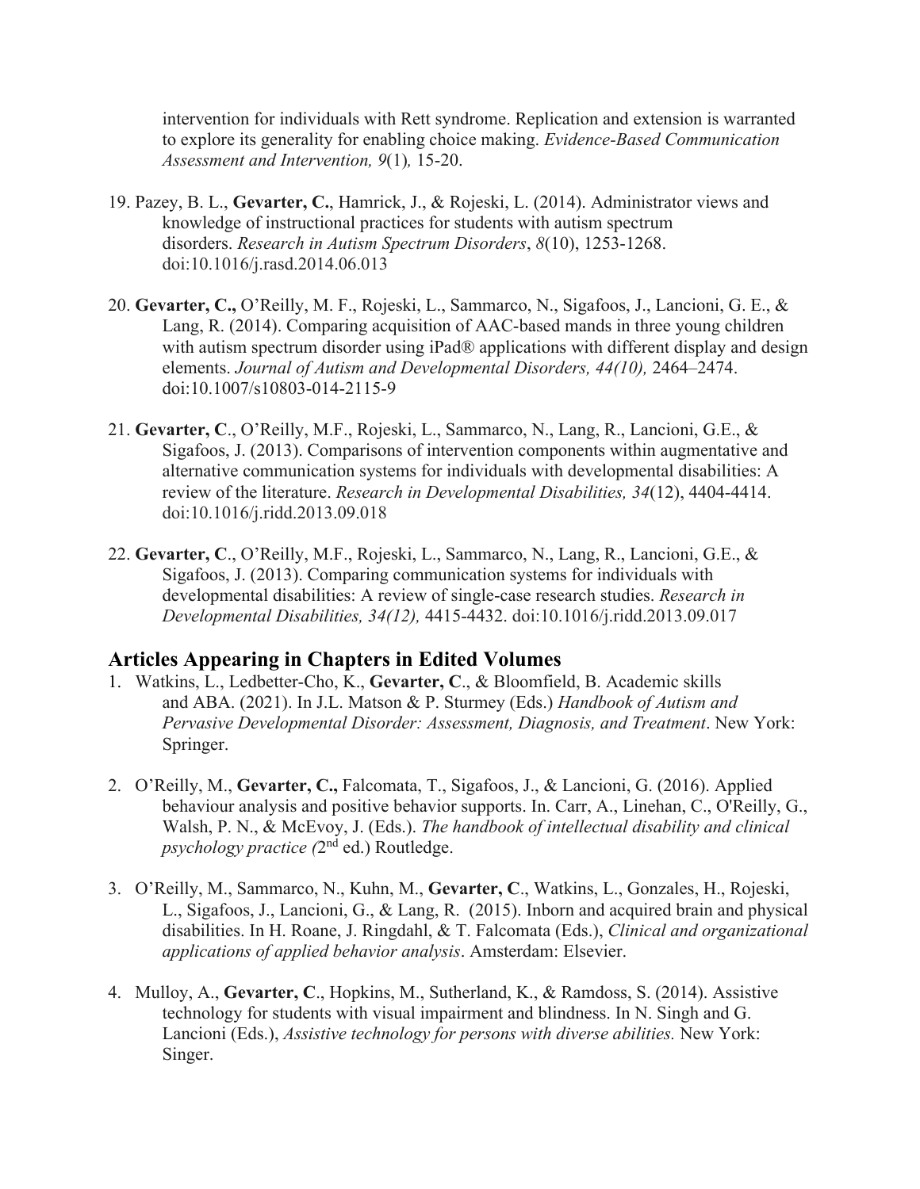intervention for individuals with Rett syndrome. Replication and extension is warranted to explore its generality for enabling choice making. *Evidence-Based Communication Assessment and Intervention, 9*(1)*,* 15-20.

19. Pazey, B. L., **Gevarter, C.**, Hamrick, J., & Rojeski, L. (2014). Administrator views and knowledge of instructional practices for students with autism spectrum disorders. *Research in Autism Spectrum Disorders*, *8*(10), 1253-1268. doi:10.1016/j.rasd.2014.06.013

20. **Gevarter, C.,** O'Reilly, M. F., Rojeski, L., Sammarco, N., Sigafoos, J., Lancioni, G. E., & Lang, R. (2014). Comparing acquisition of AAC-based mands in three young children with autism spectrum disorder using iPad® applications with different display and design elements. *Journal of Autism and Developmental Disorders, 44(10),* 2464–2474. doi:10.1007/s10803-014-2115-9

21. **Gevarter, C**., O'Reilly, M.F., Rojeski, L., Sammarco, N., Lang, R., Lancioni, G.E., & Sigafoos, J. (2013). Comparisons of intervention components within augmentative and alternative communication systems for individuals with developmental disabilities: A review of the literature. *Research in Developmental Disabilities, 34*(12), 4404-4414. doi:10.1016/j.ridd.2013.09.018

22. **Gevarter, C**., O'Reilly, M.F., Rojeski, L., Sammarco, N., Lang, R., Lancioni, G.E., & Sigafoos, J. (2013). Comparing communication systems for individuals with developmental disabilities: A review of single-case research studies. *Research in Developmental Disabilities, 34(12),* 4415-4432. doi:10.1016/j.ridd.2013.09.017

## Articles Appearing in Chapters in Edited Volumes

1. Watkins, L., Ledbetter-Cho, K., **Gevarter, C**., & Bloomfield, B. Academic skills and ABA. (2021). In J.L. Matson & P. Sturmey (Eds.) *Handbook of Autism and Pervasive Developmental Disorder: Assessment, Diagnosis, and Treatment*. New York: Springer.

2. O'Reilly, M., **Gevarter, C.,** Falcomata, T., Sigafoos, J., & Lancioni, G. (2016). Applied behaviour analysis and positive behavior supports. In. Carr, A., Linehan, C., O'Reilly, G., Walsh, P. N., & McEvoy, J. (Eds.). *The handbook of intellectual disability and clinical psychology practice (*2nd ed.) Routledge.

3. O'Reilly, M., Sammarco, N., Kuhn, M., **Gevarter, C**., Watkins, L., Gonzales, H., Rojeski, L., Sigafoos, J., Lancioni, G., & Lang, R. (2015). Inborn and acquired brain and physical disabilities. In H. Roane, J. Ringdahl, & T. Falcomata (Eds.), *Clinical and organizational applications of applied behavior analysis*. Amsterdam: Elsevier.

4. Mulloy, A., **Gevarter, C**., Hopkins, M., Sutherland, K., & Ramdoss, S. (2014). Assistive technology for students with visual impairment and blindness. In N. Singh and G. Lancioni (Eds.), *Assistive technology for persons with diverse abilities.* New York: Singer.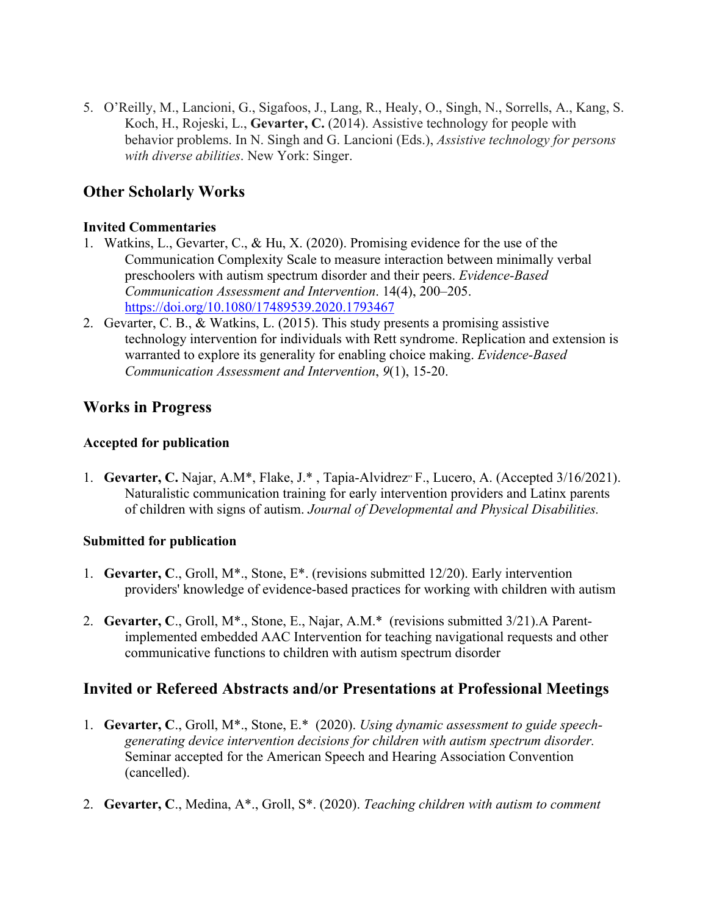5. O'Reilly, M., Lancioni, G., Sigafoos, J., Lang, R., Healy, O., Singh, N., Sorrells, A., Kang, S. Koch, H., Rojeski, L., **Gevarter, C.** (2014). Assistive technology for people with behavior problems. In N. Singh and G. Lancioni (Eds.), *Assistive technology for persons with diverse abilities*. New York: Singer.

## Other Scholarly Works

### Invited Commentaries

1. Watkins, L., Gevarter, C., & Hu, X. (2020). Promising evidence for the use of the Communication Complexity Scale to measure interaction between minimally verbal preschoolers with autism spectrum disorder and their peers. *Evidence-Based Communication Assessment and Intervention*. 14(4), 200–205. https://doi.org/10.1080/17489539.2020.1793467
2. Gevarter, C. B., & Watkins, L. (2015). This study presents a promising assistive technology intervention for individuals with Rett syndrome. Replication and extension is warranted to explore its generality for enabling choice making. *Evidence-Based Communication Assessment and Intervention*, *9*(1), 15-20.

## Works in Progress

### Accepted for publication

1. **Gevarter, C.** Najar, A.M*, Flake, J.* , Tapia-Alvidrez" F., Lucero, A. (Accepted 3/16/2021). Naturalistic communication training for early intervention providers and Latinx parents of children with signs of autism. *Journal of Developmental and Physical Disabilities.*

### Submitted for publication

1. **Gevarter, C**., Groll, M*., Stone, E*. (revisions submitted 12/20). Early intervention providers' knowledge of evidence-based practices for working with children with autism

2. **Gevarter, C**., Groll, M*., Stone, E., Najar, A.M.* (revisions submitted 3/21).A Parent-implemented embedded AAC Intervention for teaching navigational requests and other communicative functions to children with autism spectrum disorder

## Invited or Refereed Abstracts and/or Presentations at Professional Meetings

1. **Gevarter, C**., Groll, M*., Stone, E.* (2020). *Using dynamic assessment to guide speech-generating device intervention decisions for children with autism spectrum disorder.* Seminar accepted for the American Speech and Hearing Association Convention (cancelled).

2. **Gevarter, C**., Medina, A*., Groll, S*. (2020). *Teaching children with autism to comment*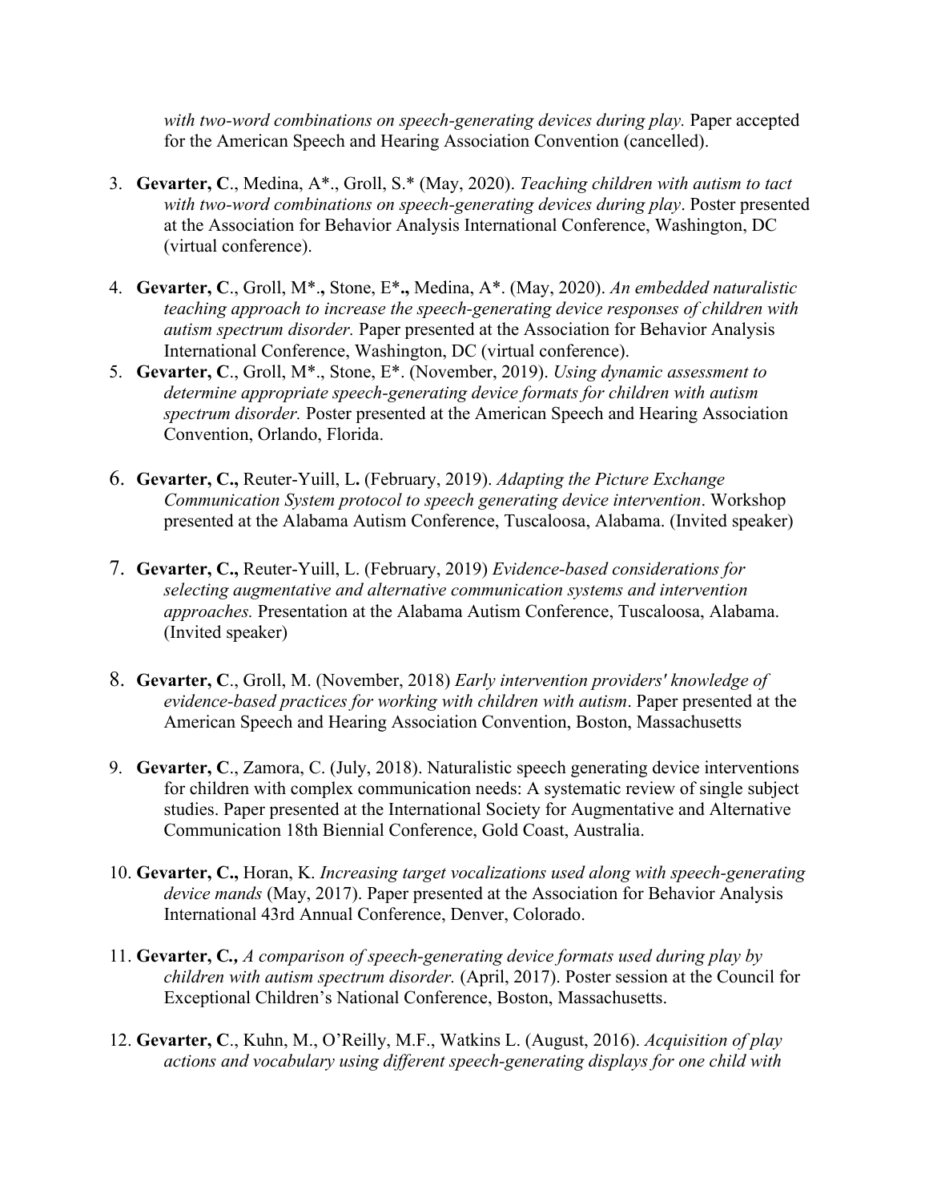*with two-word combinations on speech-generating devices during play.* Paper accepted for the American Speech and Hearing Association Convention (cancelled).

3. **Gevarter, C**., Medina, A*., Groll, S.* (May, 2020). *Teaching children with autism to tact with two-word combinations on speech-generating devices during play*. Poster presented at the Association for Behavior Analysis International Conference, Washington, DC (virtual conference).

4. **Gevarter, C**., Groll, M***.,** Stone, E***.,** Medina, A*. (May, 2020). *An embedded naturalistic teaching approach to increase the speech-generating device responses of children with autism spectrum disorder.* Paper presented at the Association for Behavior Analysis International Conference, Washington, DC (virtual conference).

5. **Gevarter, C**., Groll, M*., Stone, E*. (November, 2019). *Using dynamic assessment to determine appropriate speech-generating device formats for children with autism spectrum disorder.* Poster presented at the American Speech and Hearing Association Convention, Orlando, Florida.

6. **Gevarter, C.,** Reuter-Yuill, L**.** (February, 2019). *Adapting the Picture Exchange Communication System protocol to speech generating device intervention*. Workshop presented at the Alabama Autism Conference, Tuscaloosa, Alabama. (Invited speaker)

7. **Gevarter, C.,** Reuter-Yuill, L. (February, 2019) *Evidence-based considerations for selecting augmentative and alternative communication systems and intervention approaches.* Presentation at the Alabama Autism Conference, Tuscaloosa, Alabama. (Invited speaker)

8. **Gevarter, C**., Groll, M. (November, 2018) *Early intervention providers' knowledge of evidence-based practices for working with children with autism*. Paper presented at the American Speech and Hearing Association Convention, Boston, Massachusetts

9. **Gevarter, C**., Zamora, C. (July, 2018). Naturalistic speech generating device interventions for children with complex communication needs: A systematic review of single subject studies. Paper presented at the International Society for Augmentative and Alternative Communication 18th Biennial Conference, Gold Coast, Australia.

10. **Gevarter, C.,** Horan, K. *Increasing target vocalizations used along with speech-generating device mands* (May, 2017). Paper presented at the Association for Behavior Analysis International 43rd Annual Conference, Denver, Colorado.

11. **Gevarter, C.,** *A comparison of speech-generating device formats used during play by children with autism spectrum disorder.* (April, 2017). Poster session at the Council for Exceptional Children's National Conference, Boston, Massachusetts.

12. **Gevarter, C**., Kuhn, M., O'Reilly, M.F., Watkins L. (August, 2016). *Acquisition of play actions and vocabulary using different speech-generating displays for one child with*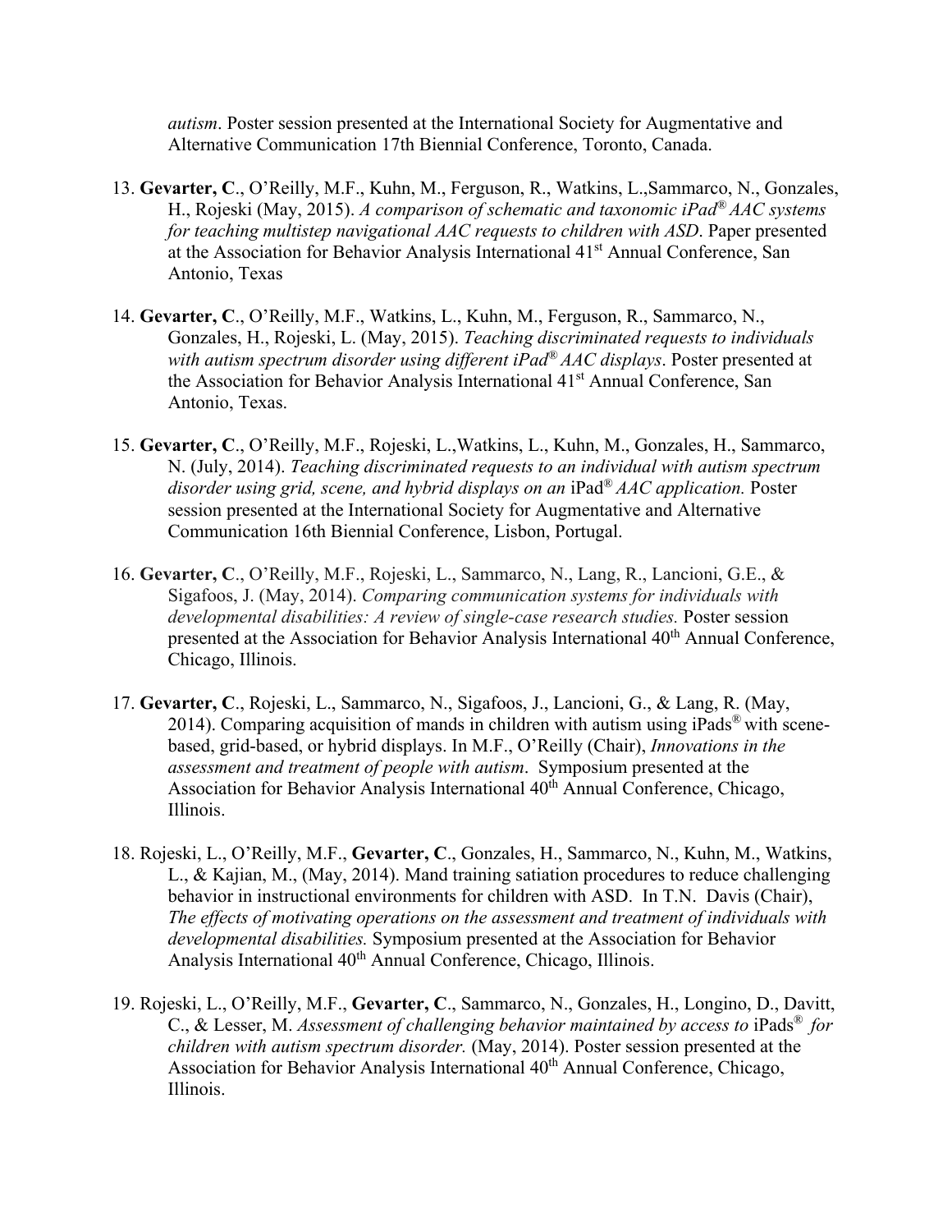*autism*. Poster session presented at the International Society for Augmentative and Alternative Communication 17th Biennial Conference, Toronto, Canada.

13. **Gevarter, C**., O'Reilly, M.F., Kuhn, M., Ferguson, R., Watkins, L.,Sammarco, N., Gonzales, H., Rojeski (May, 2015). *A comparison of schematic and taxonomic iPad® AAC systems for teaching multistep navigational AAC requests to children with ASD*. Paper presented at the Association for Behavior Analysis International 41st Annual Conference, San Antonio, Texas

14. **Gevarter, C**., O'Reilly, M.F., Watkins, L., Kuhn, M., Ferguson, R., Sammarco, N., Gonzales, H., Rojeski, L. (May, 2015). *Teaching discriminated requests to individuals with autism spectrum disorder using different iPad® AAC displays*. Poster presented at the Association for Behavior Analysis International 41st Annual Conference, San Antonio, Texas.

15. **Gevarter, C**., O'Reilly, M.F., Rojeski, L.,Watkins, L., Kuhn, M., Gonzales, H., Sammarco, N. (July, 2014). *Teaching discriminated requests to an individual with autism spectrum disorder using grid, scene, and hybrid displays on an* iPad® *AAC application.* Poster session presented at the International Society for Augmentative and Alternative Communication 16th Biennial Conference, Lisbon, Portugal.

16. **Gevarter, C**., O'Reilly, M.F., Rojeski, L., Sammarco, N., Lang, R., Lancioni, G.E., & Sigafoos, J. (May, 2014). *Comparing communication systems for individuals with developmental disabilities: A review of single-case research studies.* Poster session presented at the Association for Behavior Analysis International 40th Annual Conference, Chicago, Illinois.

17. **Gevarter, C**., Rojeski, L., Sammarco, N., Sigafoos, J., Lancioni, G., & Lang, R. (May, 2014). Comparing acquisition of mands in children with autism using iPads® with scene-based, grid-based, or hybrid displays. In M.F., O'Reilly (Chair), *Innovations in the assessment and treatment of people with autism*. Symposium presented at the Association for Behavior Analysis International 40th Annual Conference, Chicago, Illinois.

18. Rojeski, L., O'Reilly, M.F., **Gevarter, C**., Gonzales, H., Sammarco, N., Kuhn, M., Watkins, L., & Kajian, M., (May, 2014). Mand training satiation procedures to reduce challenging behavior in instructional environments for children with ASD. In T.N. Davis (Chair), *The effects of motivating operations on the assessment and treatment of individuals with developmental disabilities.* Symposium presented at the Association for Behavior Analysis International 40th Annual Conference, Chicago, Illinois.

19. Rojeski, L., O'Reilly, M.F., **Gevarter, C**., Sammarco, N., Gonzales, H., Longino, D., Davitt, C., & Lesser, M. *Assessment of challenging behavior maintained by access to* iPads® *for children with autism spectrum disorder.* (May, 2014). Poster session presented at the Association for Behavior Analysis International 40th Annual Conference, Chicago, Illinois.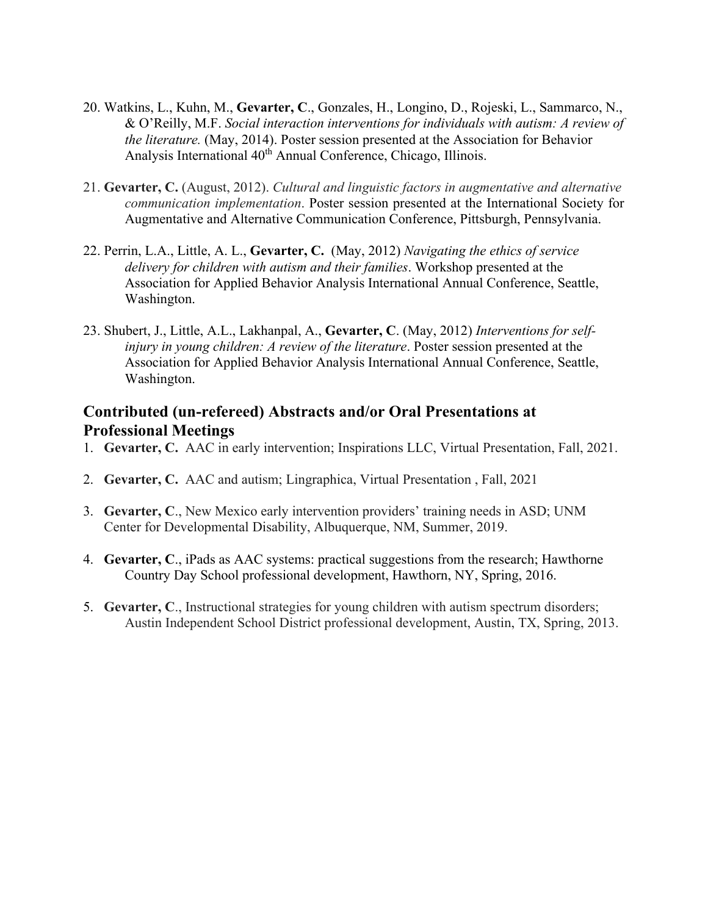20. Watkins, L., Kuhn, M., **Gevarter, C**., Gonzales, H., Longino, D., Rojeski, L., Sammarco, N., & O'Reilly, M.F. *Social interaction interventions for individuals with autism: A review of the literature.* (May, 2014). Poster session presented at the Association for Behavior Analysis International 40th Annual Conference, Chicago, Illinois.

21. **Gevarter, C.** (August, 2012). *Cultural and linguistic factors in augmentative and alternative communication implementation*. Poster session presented at the International Society for Augmentative and Alternative Communication Conference, Pittsburgh, Pennsylvania.

22. Perrin, L.A., Little, A. L., **Gevarter, C.** (May, 2012) *Navigating the ethics of service delivery for children with autism and their families*. Workshop presented at the Association for Applied Behavior Analysis International Annual Conference, Seattle, Washington.

23. Shubert, J., Little, A.L., Lakhanpal, A., **Gevarter, C**. (May, 2012) *Interventions for self-injury in young children: A review of the literature*. Poster session presented at the Association for Applied Behavior Analysis International Annual Conference, Seattle, Washington.

## Contributed (un-refereed) Abstracts and/or Oral Presentations at Professional Meetings

1. **Gevarter, C.** AAC in early intervention; Inspirations LLC, Virtual Presentation, Fall, 2021.

2. **Gevarter, C.** AAC and autism; Lingraphica, Virtual Presentation , Fall, 2021

3. **Gevarter, C**., New Mexico early intervention providers' training needs in ASD; UNM Center for Developmental Disability, Albuquerque, NM, Summer, 2019.

4. **Gevarter, C**., iPads as AAC systems: practical suggestions from the research; Hawthorne Country Day School professional development, Hawthorn, NY, Spring, 2016.

5. **Gevarter, C**., Instructional strategies for young children with autism spectrum disorders; Austin Independent School District professional development, Austin, TX, Spring, 2013.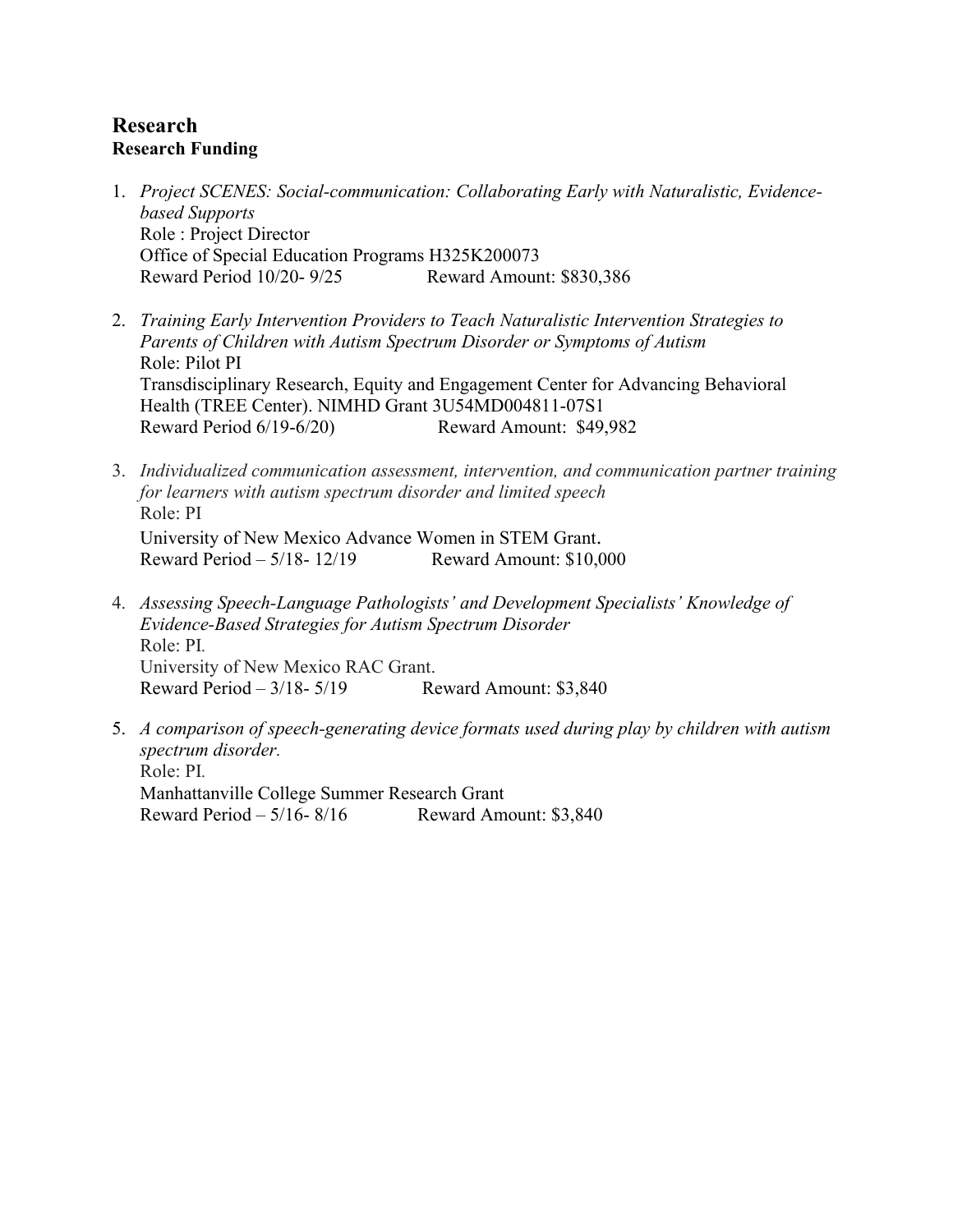## Research

### Research Funding

1. *Project SCENES: Social-communication: Collaborating Early with Naturalistic, Evidence-based Supports*
   Role : Project Director
   Office of Special Education Programs H325K200073
   Reward Period 10/20- 9/25 Reward Amount: $830,386

2. *Training Early Intervention Providers to Teach Naturalistic Intervention Strategies to Parents of Children with Autism Spectrum Disorder or Symptoms of Autism*
   Role: Pilot PI
   Transdisciplinary Research, Equity and Engagement Center for Advancing Behavioral Health (TREE Center). NIMHD Grant 3U54MD004811-07S1
   Reward Period 6/19-6/20) Reward Amount: $49,982

3. *Individualized communication assessment, intervention, and communication partner training for learners with autism spectrum disorder and limited speech*
   Role: PI
   University of New Mexico Advance Women in STEM Grant.
   Reward Period – 5/18- 12/19 Reward Amount: $10,000

4. *Assessing Speech-Language Pathologists' and Development Specialists' Knowledge of Evidence-Based Strategies for Autism Spectrum Disorder*
   Role: PI.
   University of New Mexico RAC Grant.
   Reward Period – 3/18- 5/19 Reward Amount: $3,840

5. *A comparison of speech-generating device formats used during play by children with autism spectrum disorder.*
   Role: PI.
   Manhattanville College Summer Research Grant
   Reward Period – 5/16- 8/16 Reward Amount: $3,840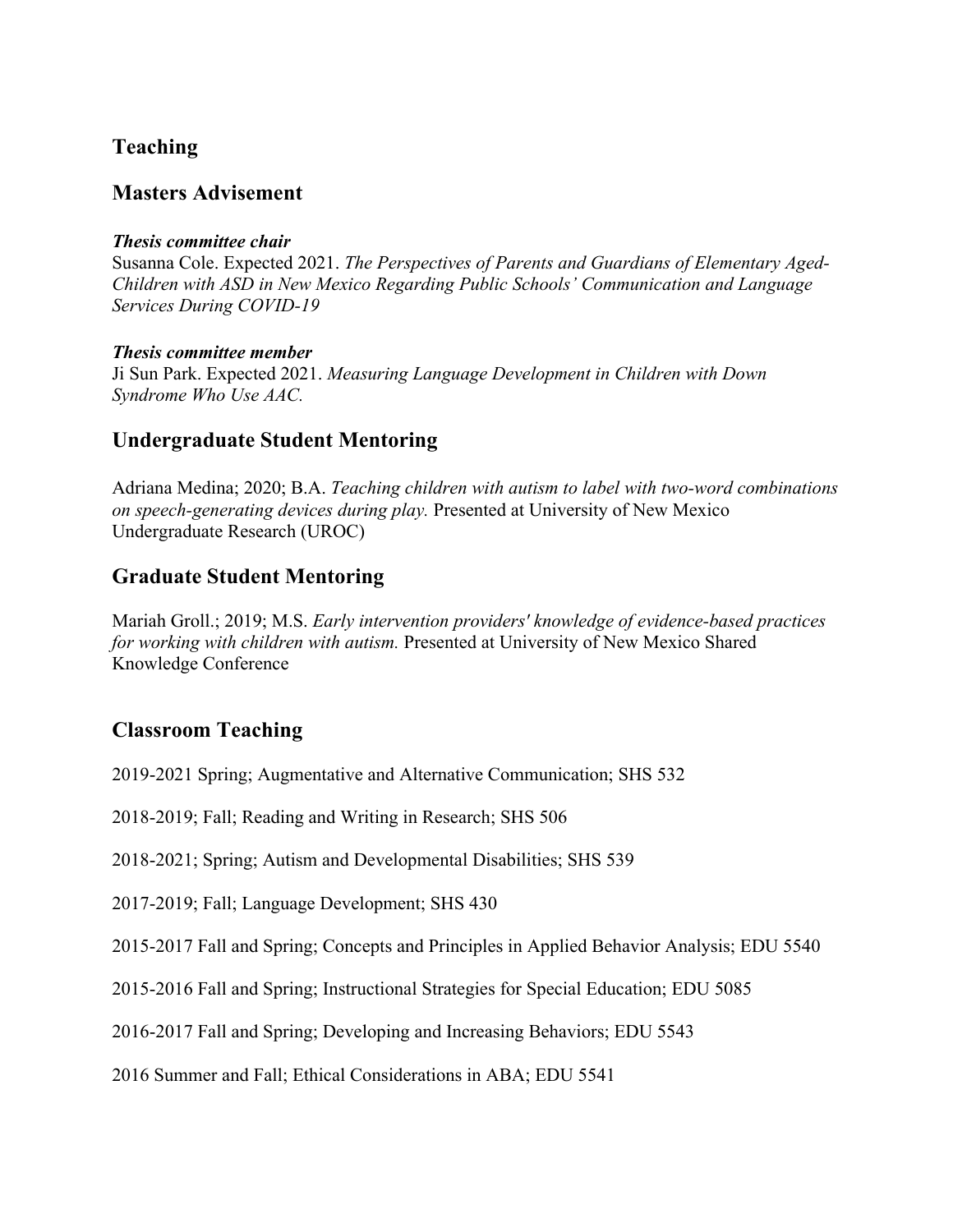## Teaching

## Masters Advisement

***Thesis committee chair***
Susanna Cole. Expected 2021. *The Perspectives of Parents and Guardians of Elementary Aged-Children with ASD in New Mexico Regarding Public Schools' Communication and Language Services During COVID-19*

***Thesis committee member***
Ji Sun Park. Expected 2021. *Measuring Language Development in Children with Down Syndrome Who Use AAC.*

## Undergraduate Student Mentoring

Adriana Medina; 2020; B.A. *Teaching children with autism to label with two-word combinations on speech-generating devices during play.* Presented at University of New Mexico Undergraduate Research (UROC)

## Graduate Student Mentoring

Mariah Groll.; 2019; M.S. *Early intervention providers' knowledge of evidence-based practices for working with children with autism.* Presented at University of New Mexico Shared Knowledge Conference

## Classroom Teaching

2019-2021 Spring; Augmentative and Alternative Communication; SHS 532

2018-2019; Fall; Reading and Writing in Research; SHS 506

2018-2021; Spring; Autism and Developmental Disabilities; SHS 539

2017-2019; Fall; Language Development; SHS 430

2015-2017 Fall and Spring; Concepts and Principles in Applied Behavior Analysis; EDU 5540

2015-2016 Fall and Spring; Instructional Strategies for Special Education; EDU 5085

2016-2017 Fall and Spring; Developing and Increasing Behaviors; EDU 5543

2016 Summer and Fall; Ethical Considerations in ABA; EDU 5541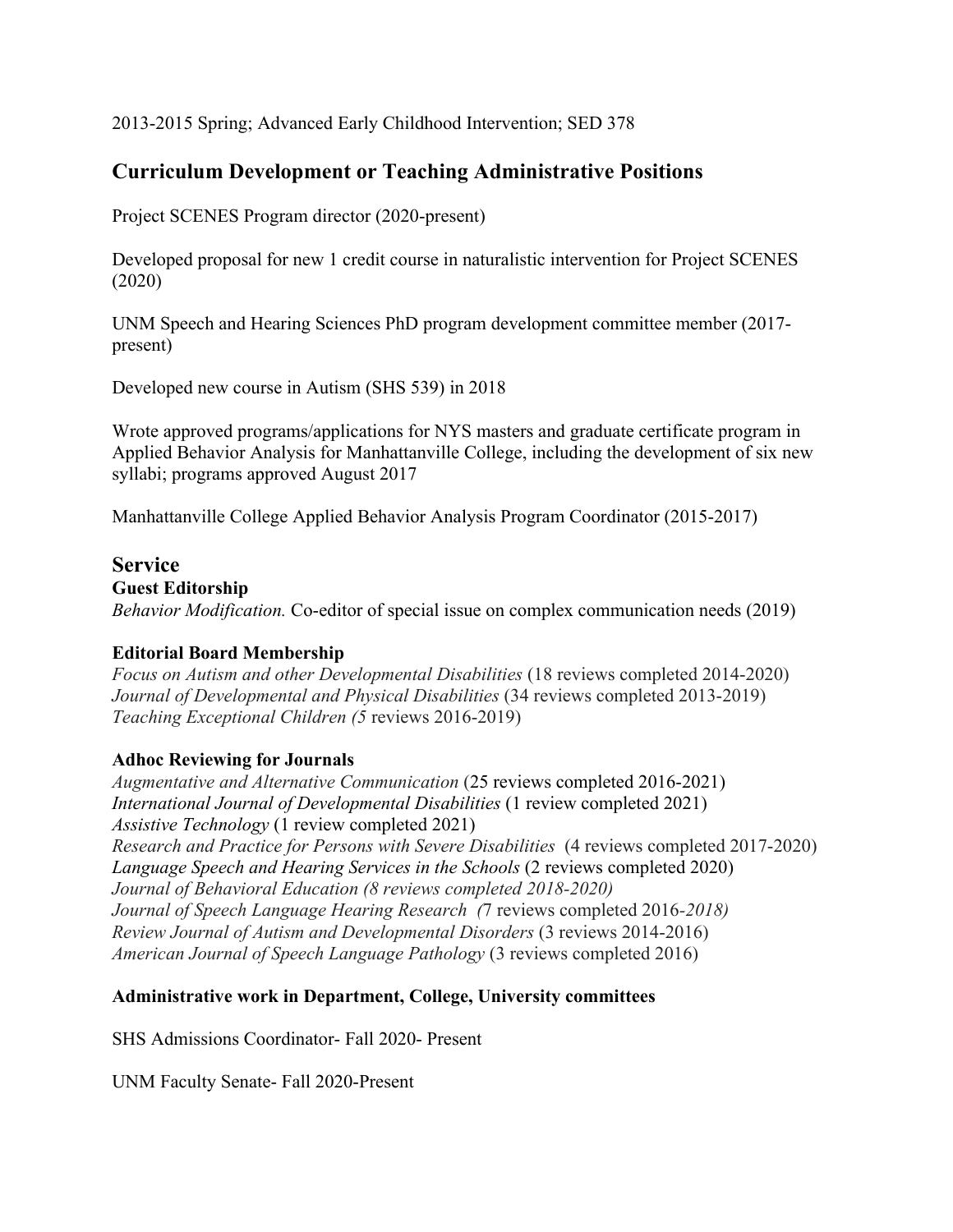2013-2015 Spring; Advanced Early Childhood Intervention; SED 378

## Curriculum Development or Teaching Administrative Positions

Project SCENES Program director (2020-present)

Developed proposal for new 1 credit course in naturalistic intervention for Project SCENES (2020)

UNM Speech and Hearing Sciences PhD program development committee member (2017-present)

Developed new course in Autism (SHS 539) in 2018

Wrote approved programs/applications for NYS masters and graduate certificate program in Applied Behavior Analysis for Manhattanville College, including the development of six new syllabi; programs approved August 2017

Manhattanville College Applied Behavior Analysis Program Coordinator (2015-2017)

## Service

### Guest Editorship

*Behavior Modification.* Co-editor of special issue on complex communication needs (2019)

### Editorial Board Membership

*Focus on Autism and other Developmental Disabilities* (18 reviews completed 2014-2020)
*Journal of Developmental and Physical Disabilities* (34 reviews completed 2013-2019)
*Teaching Exceptional Children (5* reviews 2016-2019)

### Adhoc Reviewing for Journals

*Augmentative and Alternative Communication* (25 reviews completed 2016-2021)
*International Journal of Developmental Disabilities* (1 review completed 2021)
*Assistive Technology* (1 review completed 2021)
*Research and Practice for Persons with Severe Disabilities* (4 reviews completed 2017-2020)
*Language Speech and Hearing Services in the Schools* (2 reviews completed 2020)
*Journal of Behavioral Education (8 reviews completed 2018-2020)*
*Journal of Speech Language Hearing Research (*7 reviews completed 2016-*2018)*
*Review Journal of Autism and Developmental Disorders* (3 reviews 2014-2016)
*American Journal of Speech Language Pathology* (3 reviews completed 2016)

### Administrative work in Department, College, University committees

SHS Admissions Coordinator- Fall 2020- Present

UNM Faculty Senate- Fall 2020-Present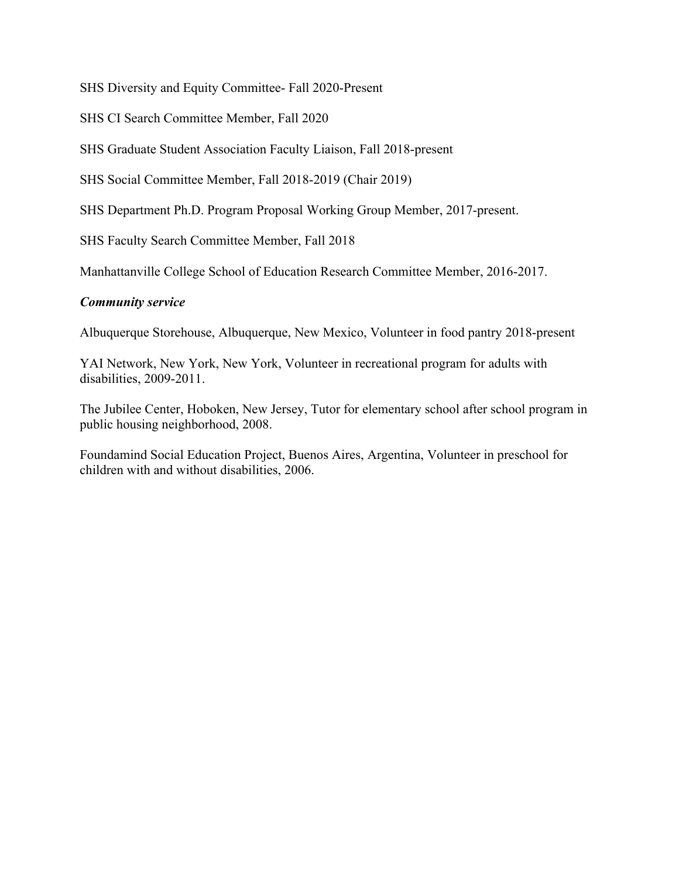SHS Diversity and Equity Committee- Fall 2020-Present

SHS CI Search Committee Member, Fall 2020

SHS Graduate Student Association Faculty Liaison, Fall 2018-present

SHS Social Committee Member, Fall 2018-2019 (Chair 2019)

SHS Department Ph.D. Program Proposal Working Group Member, 2017-present.

SHS Faculty Search Committee Member, Fall 2018

Manhattanville College School of Education Research Committee Member, 2016-2017.

***Community service***

Albuquerque Storehouse, Albuquerque, New Mexico, Volunteer in food pantry 2018-present

YAI Network, New York, New York, Volunteer in recreational program for adults with disabilities, 2009-2011.

The Jubilee Center, Hoboken, New Jersey, Tutor for elementary school after school program in public housing neighborhood, 2008.

Foundamind Social Education Project, Buenos Aires, Argentina, Volunteer in preschool for children with and without disabilities, 2006.